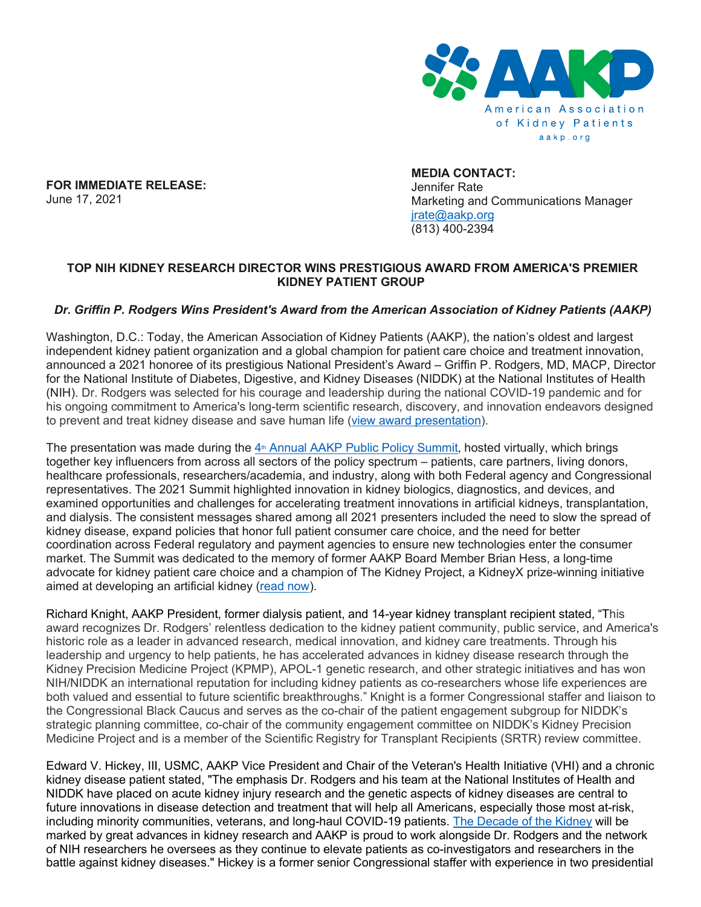American Association of Kidney Patients
aakp.org

**FOR IMMEDIATE RELEASE:**
June 17, 2021

**MEDIA CONTACT:**
Jennifer Rate
Marketing and Communications Manager
jrate@aakp.org
(813) 400-2394

**TOP NIH KIDNEY RESEARCH DIRECTOR WINS PRESTIGIOUS AWARD FROM AMERICA'S PREMIER KIDNEY PATIENT GROUP**

***Dr. Griffin P. Rodgers Wins President's Award from the American Association of Kidney Patients (AAKP)***

Washington, D.C.: Today, the American Association of Kidney Patients (AAKP), the nation's oldest and largest independent kidney patient organization and a global champion for patient care choice and treatment innovation, announced a 2021 honoree of its prestigious National President's Award – Griffin P. Rodgers, MD, MACP, Director for the National Institute of Diabetes, Digestive, and Kidney Diseases (NIDDK) at the National Institutes of Health (NIH). Dr. Rodgers was selected for his courage and leadership during the national COVID-19 pandemic and for his ongoing commitment to America's long-term scientific research, discovery, and innovation endeavors designed to prevent and treat kidney disease and save human life (view award presentation).

The presentation was made during the 4th Annual AAKP Public Policy Summit, hosted virtually, which brings together key influencers from across all sectors of the policy spectrum – patients, care partners, living donors, healthcare professionals, researchers/academia, and industry, along with both Federal agency and Congressional representatives. The 2021 Summit highlighted innovation in kidney biologics, diagnostics, and devices, and examined opportunities and challenges for accelerating treatment innovations in artificial kidneys, transplantation, and dialysis. The consistent messages shared among all 2021 presenters included the need to slow the spread of kidney disease, expand policies that honor full patient consumer care choice, and the need for better coordination across Federal regulatory and payment agencies to ensure new technologies enter the consumer market. The Summit was dedicated to the memory of former AAKP Board Member Brian Hess, a long-time advocate for kidney patient care choice and a champion of The Kidney Project, a KidneyX prize-winning initiative aimed at developing an artificial kidney (read now).

Richard Knight, AAKP President, former dialysis patient, and 14-year kidney transplant recipient stated, "This award recognizes Dr. Rodgers' relentless dedication to the kidney patient community, public service, and America's historic role as a leader in advanced research, medical innovation, and kidney care treatments. Through his leadership and urgency to help patients, he has accelerated advances in kidney disease research through the Kidney Precision Medicine Project (KPMP), APOL-1 genetic research, and other strategic initiatives and has won NIH/NIDDK an international reputation for including kidney patients as co-researchers whose life experiences are both valued and essential to future scientific breakthroughs." Knight is a former Congressional staffer and liaison to the Congressional Black Caucus and serves as the co-chair of the patient engagement subgroup for NIDDK's strategic planning committee, co-chair of the community engagement committee on NIDDK's Kidney Precision Medicine Project and is a member of the Scientific Registry for Transplant Recipients (SRTR) review committee.

Edward V. Hickey, III, USMC, AAKP Vice President and Chair of the Veteran's Health Initiative (VHI) and a chronic kidney disease patient stated, "The emphasis Dr. Rodgers and his team at the National Institutes of Health and NIDDK have placed on acute kidney injury research and the genetic aspects of kidney diseases are central to future innovations in disease detection and treatment that will help all Americans, especially those most at-risk, including minority communities, veterans, and long-haul COVID-19 patients. The Decade of the Kidney will be marked by great advances in kidney research and AAKP is proud to work alongside Dr. Rodgers and the network of NIH researchers he oversees as they continue to elevate patients as co-investigators and researchers in the battle against kidney diseases." Hickey is a former senior Congressional staffer with experience in two presidential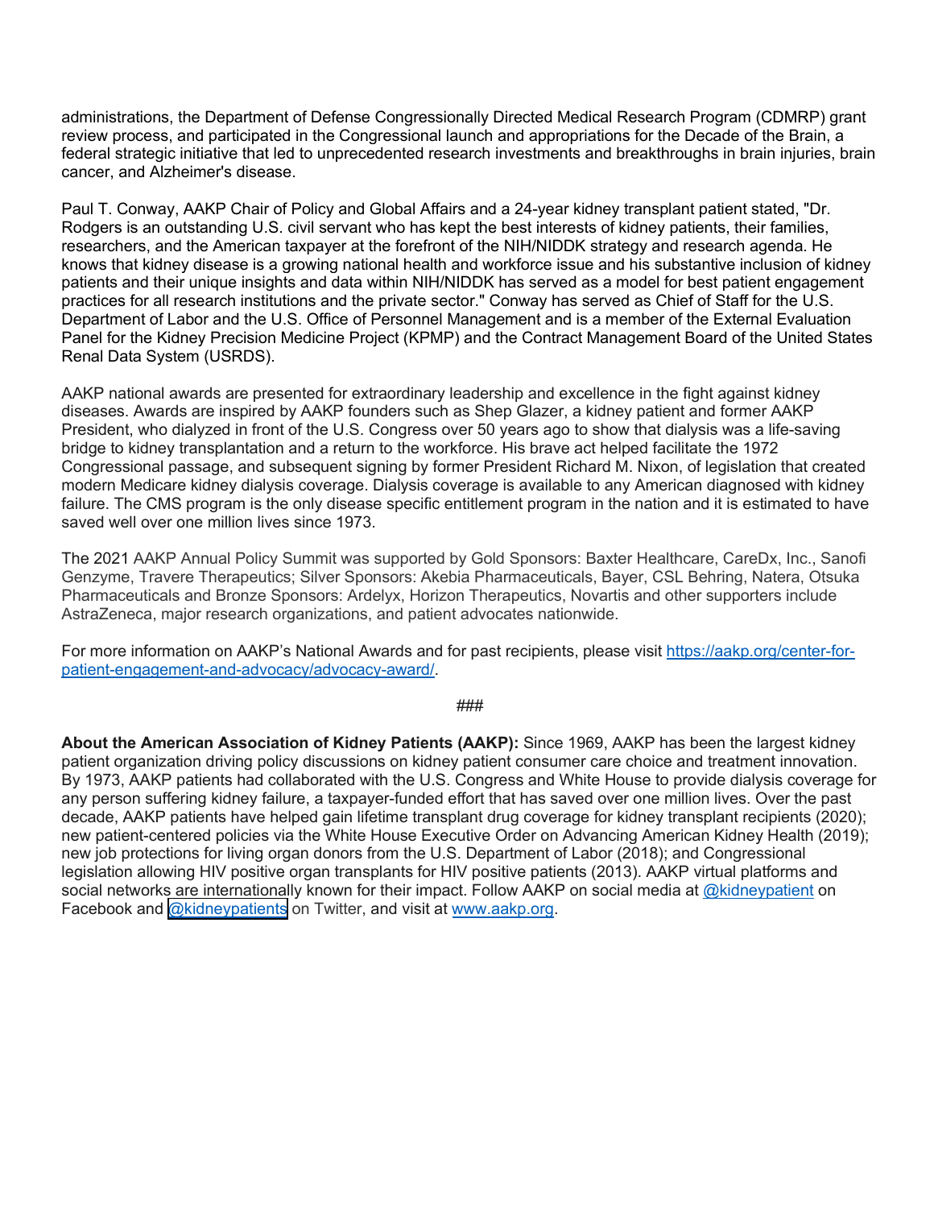administrations, the Department of Defense Congressionally Directed Medical Research Program (CDMRP) grant review process, and participated in the Congressional launch and appropriations for the Decade of the Brain, a federal strategic initiative that led to unprecedented research investments and breakthroughs in brain injuries, brain cancer, and Alzheimer's disease.

Paul T. Conway, AAKP Chair of Policy and Global Affairs and a 24-year kidney transplant patient stated, "Dr. Rodgers is an outstanding U.S. civil servant who has kept the best interests of kidney patients, their families, researchers, and the American taxpayer at the forefront of the NIH/NIDDK strategy and research agenda. He knows that kidney disease is a growing national health and workforce issue and his substantive inclusion of kidney patients and their unique insights and data within NIH/NIDDK has served as a model for best patient engagement practices for all research institutions and the private sector." Conway has served as Chief of Staff for the U.S. Department of Labor and the U.S. Office of Personnel Management and is a member of the External Evaluation Panel for the Kidney Precision Medicine Project (KPMP) and the Contract Management Board of the United States Renal Data System (USRDS).

AAKP national awards are presented for extraordinary leadership and excellence in the fight against kidney diseases. Awards are inspired by AAKP founders such as Shep Glazer, a kidney patient and former AAKP President, who dialyzed in front of the U.S. Congress over 50 years ago to show that dialysis was a life-saving bridge to kidney transplantation and a return to the workforce. His brave act helped facilitate the 1972 Congressional passage, and subsequent signing by former President Richard M. Nixon, of legislation that created modern Medicare kidney dialysis coverage. Dialysis coverage is available to any American diagnosed with kidney failure. The CMS program is the only disease specific entitlement program in the nation and it is estimated to have saved well over one million lives since 1973.

The 2021 AAKP Annual Policy Summit was supported by Gold Sponsors: Baxter Healthcare, CareDx, Inc., Sanofi Genzyme, Travere Therapeutics; Silver Sponsors: Akebia Pharmaceuticals, Bayer, CSL Behring, Natera, Otsuka Pharmaceuticals and Bronze Sponsors: Ardelyx, Horizon Therapeutics, Novartis and other supporters include AstraZeneca, major research organizations, and patient advocates nationwide.

For more information on AAKP's National Awards and for past recipients, please visit https://aakp.org/center-for-patient-engagement-and-advocacy/advocacy-award/.

###

**About the American Association of Kidney Patients (AAKP):** Since 1969, AAKP has been the largest kidney patient organization driving policy discussions on kidney patient consumer care choice and treatment innovation. By 1973, AAKP patients had collaborated with the U.S. Congress and White House to provide dialysis coverage for any person suffering kidney failure, a taxpayer-funded effort that has saved over one million lives. Over the past decade, AAKP patients have helped gain lifetime transplant drug coverage for kidney transplant recipients (2020); new patient-centered policies via the White House Executive Order on Advancing American Kidney Health (2019); new job protections for living organ donors from the U.S. Department of Labor (2018); and Congressional legislation allowing HIV positive organ transplants for HIV positive patients (2013). AAKP virtual platforms and social networks are internationally known for their impact. Follow AAKP on social media at @kidneypatient on Facebook and @kidneypatients on Twitter, and visit at www.aakp.org.